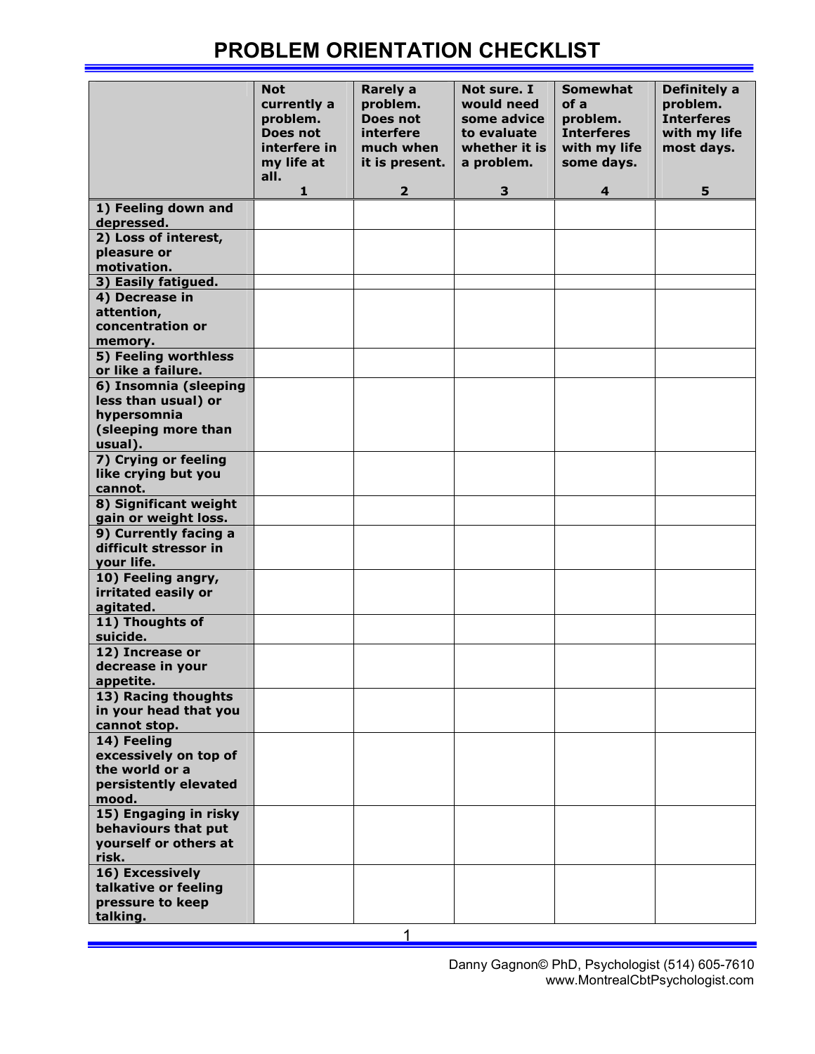# PROBLEM ORIENTATION CHECKLIST

| | Not currently a problem. Does not interfere in my life at all. 1 | Rarely a problem. Does not interfere much when it is present. 2 | Not sure. I would need some advice to evaluate whether it is a problem. 3 | Somewhat of a problem. Interferes with my life some days. 4 | Definitely a problem. Interferes with my life most days. 5 |
|---|---|---|---|---|---|
| **1) Feeling down and depressed.** | | | | | |
| **2) Loss of interest, pleasure or motivation.** | | | | | |
| **3) Easily fatigued.** | | | | | |
| **4) Decrease in attention, concentration or memory.** | | | | | |
| **5) Feeling worthless or like a failure.** | | | | | |
| **6) Insomnia (sleeping less than usual) or hypersomnia (sleeping more than usual).** | | | | | |
| **7) Crying or feeling like crying but you cannot.** | | | | | |
| **8) Significant weight gain or weight loss.** | | | | | |
| **9) Currently facing a difficult stressor in your life.** | | | | | |
| **10) Feeling angry, irritated easily or agitated.** | | | | | |
| **11) Thoughts of suicide.** | | | | | |
| **12) Increase or decrease in your appetite.** | | | | | |
| **13) Racing thoughts in your head that you cannot stop.** | | | | | |
| **14) Feeling excessively on top of the world or a persistently elevated mood.** | | | | | |
| **15) Engaging in risky behaviours that put yourself or others at risk.** | | | | | |
| **16) Excessively talkative or feeling pressure to keep talking.** | | | | | |

Danny Gagnon© PhD, Psychologist (514) 605-7610
www.MontrealCbtPsychologist.com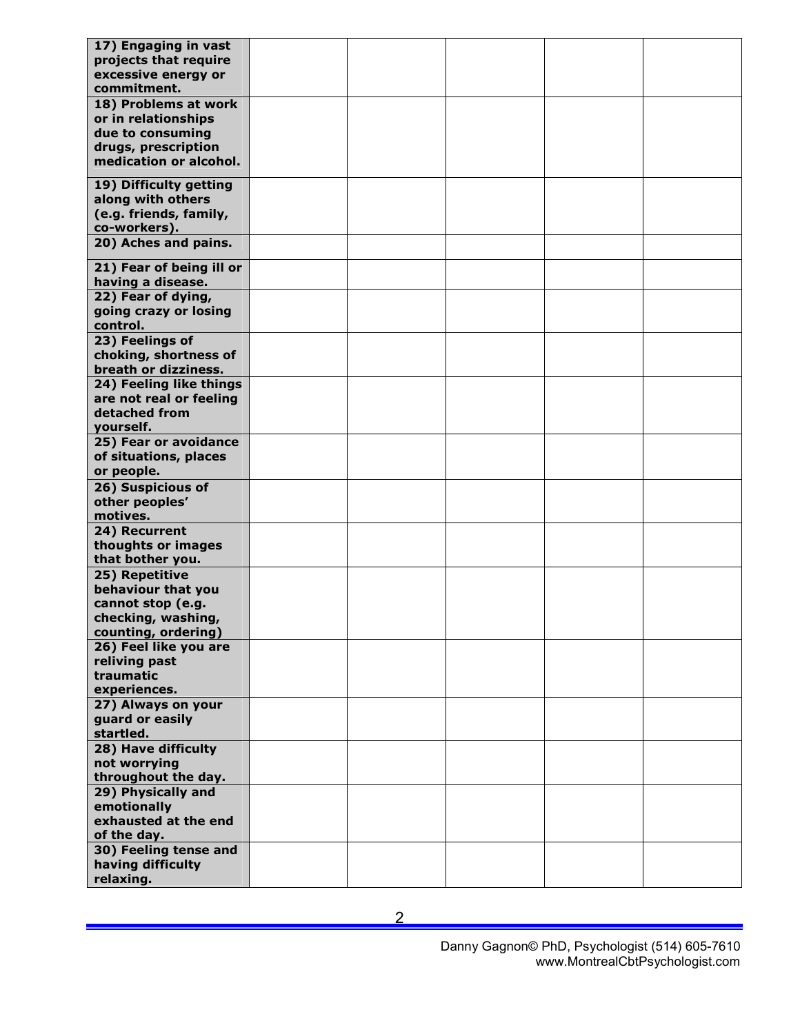| | | | | | |
|---|---|---|---|---|---|
| **17) Engaging in vast projects that require excessive energy or commitment.** | | | | | |
| **18) Problems at work or in relationships due to consuming drugs, prescription medication or alcohol.** | | | | | |
| **19) Difficulty getting along with others (e.g. friends, family, co-workers).** | | | | | |
| **20) Aches and pains.** | | | | | |
| **21) Fear of being ill or having a disease.** | | | | | |
| **22) Fear of dying, going crazy or losing control.** | | | | | |
| **23) Feelings of choking, shortness of breath or dizziness.** | | | | | |
| **24) Feeling like things are not real or feeling detached from yourself.** | | | | | |
| **25) Fear or avoidance of situations, places or people.** | | | | | |
| **26) Suspicious of other peoples' motives.** | | | | | |
| **24) Recurrent thoughts or images that bother you.** | | | | | |
| **25) Repetitive behaviour that you cannot stop (e.g. checking, washing, counting, ordering)** | | | | | |
| **26) Feel like you are reliving past traumatic experiences.** | | | | | |
| **27) Always on your guard or easily startled.** | | | | | |
| **28) Have difficulty not worrying throughout the day.** | | | | | |
| **29) Physically and emotionally exhausted at the end of the day.** | | | | | |
| **30) Feeling tense and having difficulty relaxing.** | | | | | |

Danny Gagnon© PhD, Psychologist (514) 605-7610
www.MontrealCbtPsychologist.com